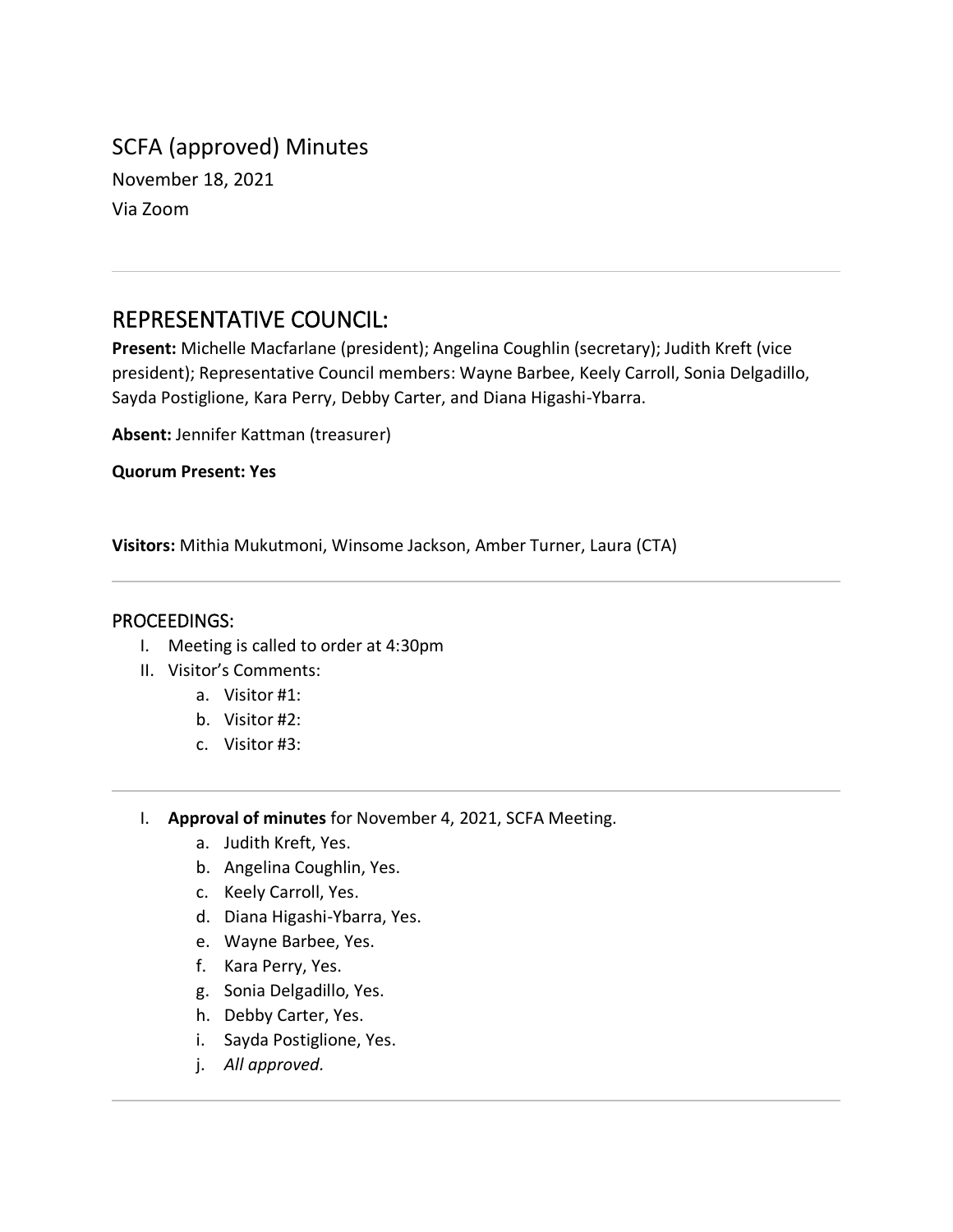# SCFA (approved) Minutes

November 18, 2021

Via Zoom

---

## REPRESENTATIVE COUNCIL:

**Present:** Michelle Macfarlane (president); Angelina Coughlin (secretary); Judith Kreft (vice president); Representative Council members: Wayne Barbee, Keely Carroll, Sonia Delgadillo, Sayda Postiglione, Kara Perry, Debby Carter, and Diana Higashi-Ybarra.

**Absent:** Jennifer Kattman (treasurer)

**Quorum Present: Yes**

**Visitors:** Mithia Mukutmoni, Winsome Jackson, Amber Turner, Laura (CTA)

---

### PROCEEDINGS:

I. Meeting is called to order at 4:30pm

II. Visitor's Comments:

   a. Visitor #1:

   b. Visitor #2:

   c. Visitor #3:

---

I. **Approval of minutes** for November 4, 2021, SCFA Meeting.

   a. Judith Kreft, Yes.

   b. Angelina Coughlin, Yes.

   c. Keely Carroll, Yes.

   d. Diana Higashi-Ybarra, Yes.

   e. Wayne Barbee, Yes.

   f. Kara Perry, Yes.

   g. Sonia Delgadillo, Yes.

   h. Debby Carter, Yes.

   i. Sayda Postiglione, Yes.

   j. *All approved.*

---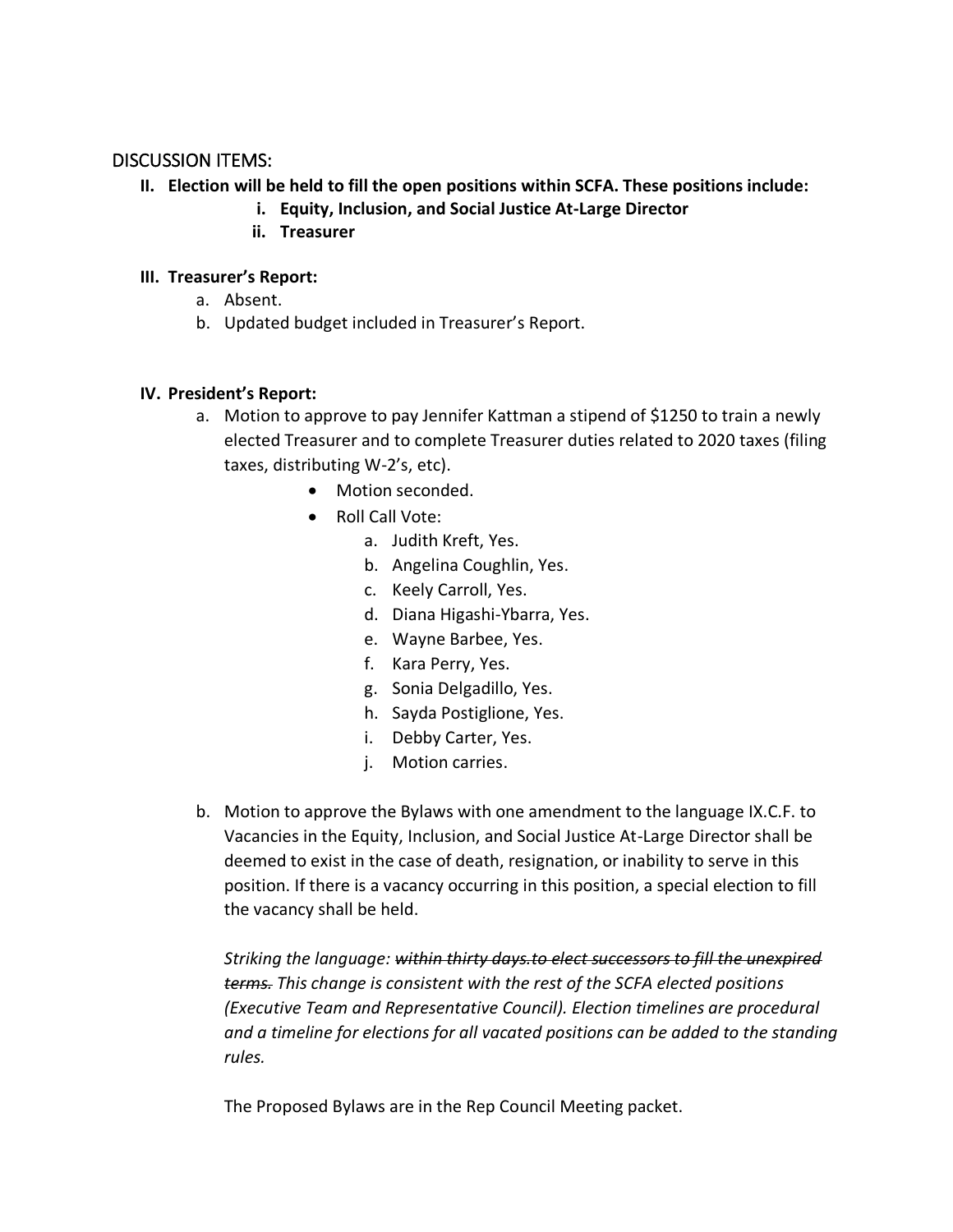## DISCUSSION ITEMS:

**II. Election will be held to fill the open positions within SCFA. These positions include:**

- **i. Equity, Inclusion, and Social Justice At-Large Director**
- **ii. Treasurer**

**III. Treasurer's Report:**

a. Absent.

b. Updated budget included in Treasurer's Report.

**IV. President's Report:**

a. Motion to approve to pay Jennifer Kattman a stipend of $1250 to train a newly elected Treasurer and to complete Treasurer duties related to 2020 taxes (filing taxes, distributing W-2's, etc).

- Motion seconded.
- Roll Call Vote:
  - a. Judith Kreft, Yes.
  - b. Angelina Coughlin, Yes.
  - c. Keely Carroll, Yes.
  - d. Diana Higashi-Ybarra, Yes.
  - e. Wayne Barbee, Yes.
  - f. Kara Perry, Yes.
  - g. Sonia Delgadillo, Yes.
  - h. Sayda Postiglione, Yes.
  - i. Debby Carter, Yes.
  - j. Motion carries.

b. Motion to approve the Bylaws with one amendment to the language IX.C.F. to Vacancies in the Equity, Inclusion, and Social Justice At-Large Director shall be deemed to exist in the case of death, resignation, or inability to serve in this position. If there is a vacancy occurring in this position, a special election to fill the vacancy shall be held.

*Striking the language: ~~within thirty days.to elect successors to fill the unexpired terms.~~ This change is consistent with the rest of the SCFA elected positions (Executive Team and Representative Council). Election timelines are procedural and a timeline for elections for all vacated positions can be added to the standing rules.*

The Proposed Bylaws are in the Rep Council Meeting packet.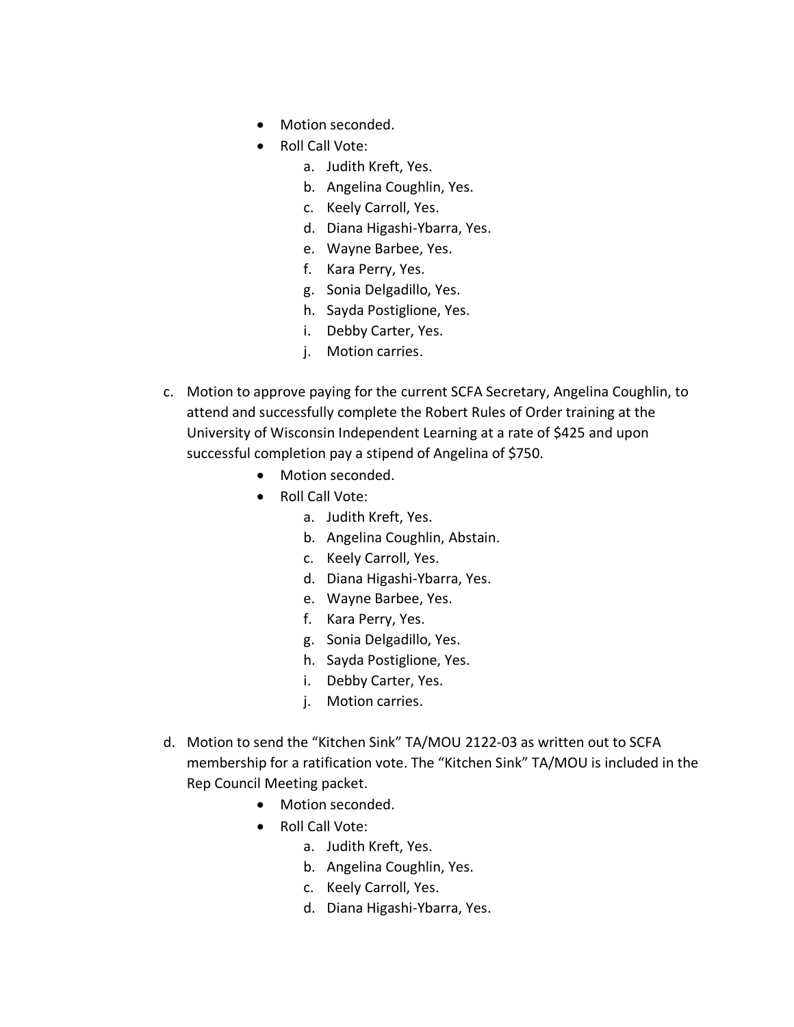- Motion seconded.
- Roll Call Vote:
    a. Judith Kreft, Yes.
    b. Angelina Coughlin, Yes.
    c. Keely Carroll, Yes.
    d. Diana Higashi-Ybarra, Yes.
    e. Wayne Barbee, Yes.
    f. Kara Perry, Yes.
    g. Sonia Delgadillo, Yes.
    h. Sayda Postiglione, Yes.
    i. Debby Carter, Yes.
    j. Motion carries.

c. Motion to approve paying for the current SCFA Secretary, Angelina Coughlin, to attend and successfully complete the Robert Rules of Order training at the University of Wisconsin Independent Learning at a rate of $425 and upon successful completion pay a stipend of Angelina of $750.

- Motion seconded.
- Roll Call Vote:
    a. Judith Kreft, Yes.
    b. Angelina Coughlin, Abstain.
    c. Keely Carroll, Yes.
    d. Diana Higashi-Ybarra, Yes.
    e. Wayne Barbee, Yes.
    f. Kara Perry, Yes.
    g. Sonia Delgadillo, Yes.
    h. Sayda Postiglione, Yes.
    i. Debby Carter, Yes.
    j. Motion carries.

d. Motion to send the "Kitchen Sink" TA/MOU 2122-03 as written out to SCFA membership for a ratification vote. The "Kitchen Sink" TA/MOU is included in the Rep Council Meeting packet.

- Motion seconded.
- Roll Call Vote:
    a. Judith Kreft, Yes.
    b. Angelina Coughlin, Yes.
    c. Keely Carroll, Yes.
    d. Diana Higashi-Ybarra, Yes.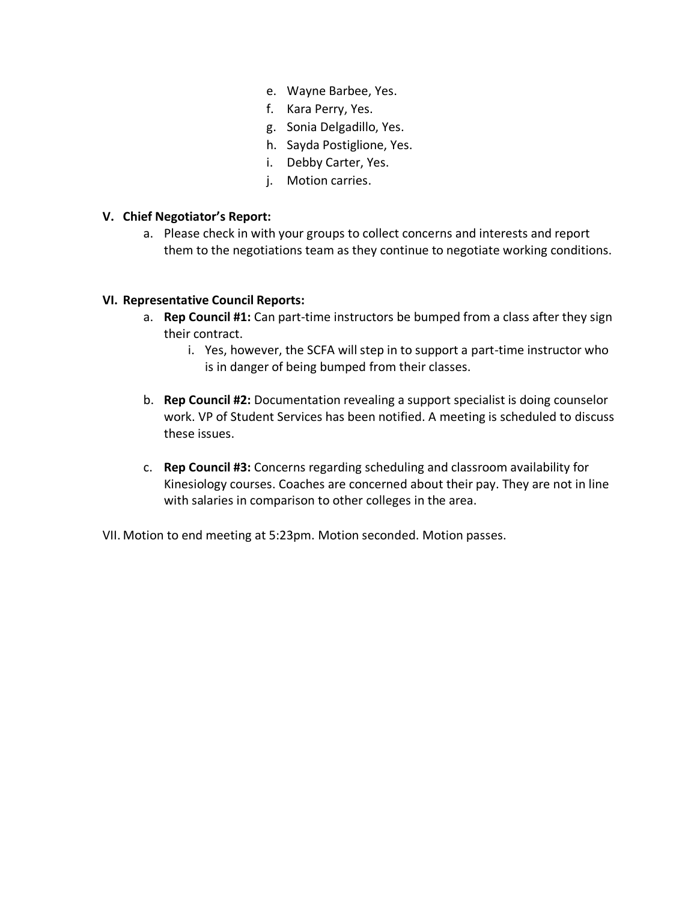e. Wayne Barbee, Yes.
f. Kara Perry, Yes.
g. Sonia Delgadillo, Yes.
h. Sayda Postiglione, Yes.
i. Debby Carter, Yes.
j. Motion carries.

**V. Chief Negotiator's Report:**

a. Please check in with your groups to collect concerns and interests and report them to the negotiations team as they continue to negotiate working conditions.

**VI. Representative Council Reports:**

a. **Rep Council #1:** Can part-time instructors be bumped from a class after they sign their contract.
   i. Yes, however, the SCFA will step in to support a part-time instructor who is in danger of being bumped from their classes.

b. **Rep Council #2:** Documentation revealing a support specialist is doing counselor work. VP of Student Services has been notified. A meeting is scheduled to discuss these issues.

c. **Rep Council #3:** Concerns regarding scheduling and classroom availability for Kinesiology courses. Coaches are concerned about their pay. They are not in line with salaries in comparison to other colleges in the area.

VII. Motion to end meeting at 5:23pm. Motion seconded. Motion passes.